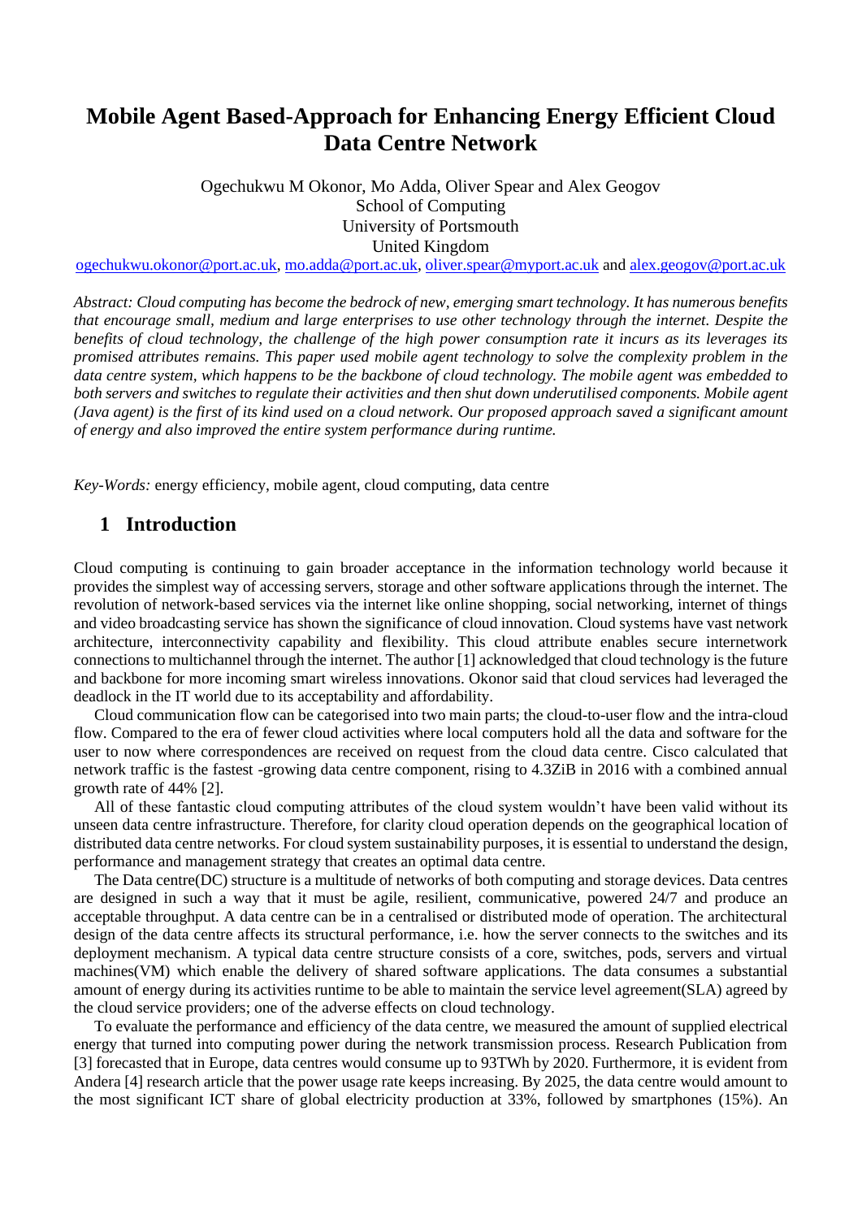# Mobile Agent Based-Approach for Enhancing Energy Efficient Cloud Data Centre Network

Ogechukwu M Okonor, Mo Adda, Oliver Spear and Alex Geogov
School of Computing
University of Portsmouth
United Kingdom
ogechukwu.okonor@port.ac.uk, mo.adda@port.ac.uk, oliver.spear@myport.ac.uk and alex.geogov@port.ac.uk

*Abstract: Cloud computing has become the bedrock of new, emerging smart technology. It has numerous benefits that encourage small, medium and large enterprises to use other technology through the internet. Despite the benefits of cloud technology, the challenge of the high power consumption rate it incurs as its leverages its promised attributes remains. This paper used mobile agent technology to solve the complexity problem in the data centre system, which happens to be the backbone of cloud technology. The mobile agent was embedded to both servers and switches to regulate their activities and then shut down underutilised components. Mobile agent (Java agent) is the first of its kind used on a cloud network. Our proposed approach saved a significant amount of energy and also improved the entire system performance during runtime.*

*Key-Words:* energy efficiency, mobile agent, cloud computing, data centre

## 1 Introduction

Cloud computing is continuing to gain broader acceptance in the information technology world because it provides the simplest way of accessing servers, storage and other software applications through the internet. The revolution of network-based services via the internet like online shopping, social networking, internet of things and video broadcasting service has shown the significance of cloud innovation. Cloud systems have vast network architecture, interconnectivity capability and flexibility. This cloud attribute enables secure internetwork connections to multichannel through the internet. The author [1] acknowledged that cloud technology is the future and backbone for more incoming smart wireless innovations. Okonor said that cloud services had leveraged the deadlock in the IT world due to its acceptability and affordability.

Cloud communication flow can be categorised into two main parts; the cloud-to-user flow and the intra-cloud flow. Compared to the era of fewer cloud activities where local computers hold all the data and software for the user to now where correspondences are received on request from the cloud data centre. Cisco calculated that network traffic is the fastest -growing data centre component, rising to 4.3ZiB in 2016 with a combined annual growth rate of 44% [2].

All of these fantastic cloud computing attributes of the cloud system wouldn't have been valid without its unseen data centre infrastructure. Therefore, for clarity cloud operation depends on the geographical location of distributed data centre networks. For cloud system sustainability purposes, it is essential to understand the design, performance and management strategy that creates an optimal data centre.

The Data centre(DC) structure is a multitude of networks of both computing and storage devices. Data centres are designed in such a way that it must be agile, resilient, communicative, powered 24/7 and produce an acceptable throughput. A data centre can be in a centralised or distributed mode of operation. The architectural design of the data centre affects its structural performance, i.e. how the server connects to the switches and its deployment mechanism. A typical data centre structure consists of a core, switches, pods, servers and virtual machines(VM) which enable the delivery of shared software applications. The data consumes a substantial amount of energy during its activities runtime to be able to maintain the service level agreement(SLA) agreed by the cloud service providers; one of the adverse effects on cloud technology.

To evaluate the performance and efficiency of the data centre, we measured the amount of supplied electrical energy that turned into computing power during the network transmission process. Research Publication from [3] forecasted that in Europe, data centres would consume up to 93TWh by 2020. Furthermore, it is evident from Andera [4] research article that the power usage rate keeps increasing. By 2025, the data centre would amount to the most significant ICT share of global electricity production at 33%, followed by smartphones (15%). An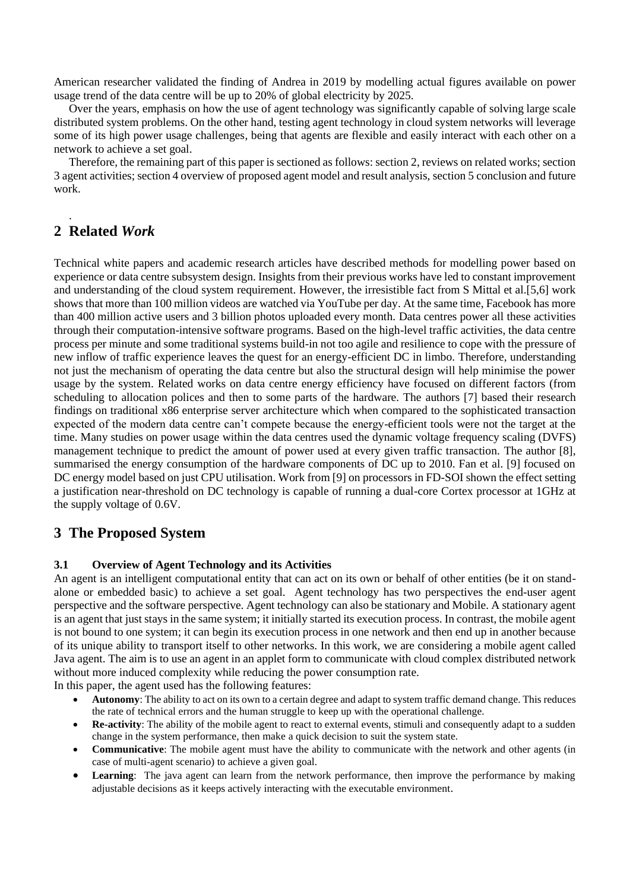American researcher validated the finding of Andrea in 2019 by modelling actual figures available on power usage trend of the data centre will be up to 20% of global electricity by 2025.

Over the years, emphasis on how the use of agent technology was significantly capable of solving large scale distributed system problems. On the other hand, testing agent technology in cloud system networks will leverage some of its high power usage challenges, being that agents are flexible and easily interact with each other on a network to achieve a set goal.

Therefore, the remaining part of this paper is sectioned as follows: section 2, reviews on related works; section 3 agent activities; section 4 overview of proposed agent model and result analysis, section 5 conclusion and future work.

## 2 Related *Work*

Technical white papers and academic research articles have described methods for modelling power based on experience or data centre subsystem design. Insights from their previous works have led to constant improvement and understanding of the cloud system requirement. However, the irresistible fact from S Mittal et al.[5,6] work shows that more than 100 million videos are watched via YouTube per day. At the same time, Facebook has more than 400 million active users and 3 billion photos uploaded every month. Data centres power all these activities through their computation-intensive software programs. Based on the high-level traffic activities, the data centre process per minute and some traditional systems build-in not too agile and resilience to cope with the pressure of new inflow of traffic experience leaves the quest for an energy-efficient DC in limbo. Therefore, understanding not just the mechanism of operating the data centre but also the structural design will help minimise the power usage by the system. Related works on data centre energy efficiency have focused on different factors (from scheduling to allocation polices and then to some parts of the hardware. The authors [7] based their research findings on traditional x86 enterprise server architecture which when compared to the sophisticated transaction expected of the modern data centre can't compete because the energy-efficient tools were not the target at the time. Many studies on power usage within the data centres used the dynamic voltage frequency scaling (DVFS) management technique to predict the amount of power used at every given traffic transaction. The author [8], summarised the energy consumption of the hardware components of DC up to 2010. Fan et al. [9] focused on DC energy model based on just CPU utilisation. Work from [9] on processors in FD-SOI shown the effect setting a justification near-threshold on DC technology is capable of running a dual-core Cortex processor at 1GHz at the supply voltage of 0.6V.

## 3 The Proposed System

### 3.1 Overview of Agent Technology and its Activities

An agent is an intelligent computational entity that can act on its own or behalf of other entities (be it on stand-alone or embedded basic) to achieve a set goal. Agent technology has two perspectives the end-user agent perspective and the software perspective. Agent technology can also be stationary and Mobile. A stationary agent is an agent that just stays in the same system; it initially started its execution process. In contrast, the mobile agent is not bound to one system; it can begin its execution process in one network and then end up in another because of its unique ability to transport itself to other networks. In this work, we are considering a mobile agent called Java agent. The aim is to use an agent in an applet form to communicate with cloud complex distributed network without more induced complexity while reducing the power consumption rate.

In this paper, the agent used has the following features:

- **Autonomy**: The ability to act on its own to a certain degree and adapt to system traffic demand change. This reduces the rate of technical errors and the human struggle to keep up with the operational challenge.
- **Re-activity**: The ability of the mobile agent to react to external events, stimuli and consequently adapt to a sudden change in the system performance, then make a quick decision to suit the system state.
- **Communicative**: The mobile agent must have the ability to communicate with the network and other agents (in case of multi-agent scenario) to achieve a given goal.
- **Learning**: The java agent can learn from the network performance, then improve the performance by making adjustable decisions as it keeps actively interacting with the executable environment.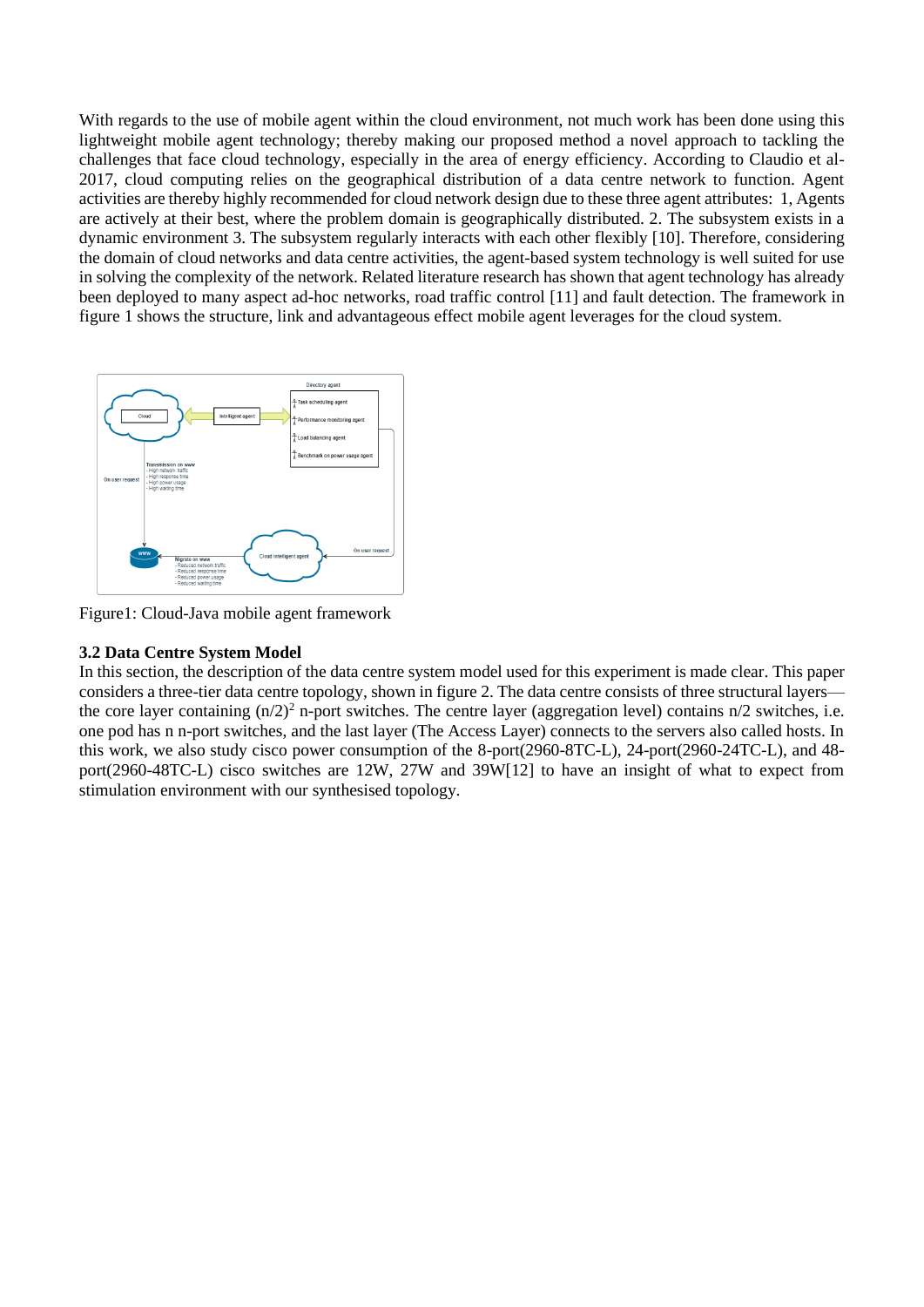With regards to the use of mobile agent within the cloud environment, not much work has been done using this lightweight mobile agent technology; thereby making our proposed method a novel approach to tackling the challenges that face cloud technology, especially in the area of energy efficiency. According to Claudio et al- 2017, cloud computing relies on the geographical distribution of a data centre network to function. Agent activities are thereby highly recommended for cloud network design due to these three agent attributes: 1, Agents are actively at their best, where the problem domain is geographically distributed. 2. The subsystem exists in a dynamic environment 3. The subsystem regularly interacts with each other flexibly [10]. Therefore, considering the domain of cloud networks and data centre activities, the agent-based system technology is well suited for use in solving the complexity of the network. Related literature research has shown that agent technology has already been deployed to many aspect ad-hoc networks, road traffic control [11] and fault detection. The framework in figure 1 shows the structure, link and advantageous effect mobile agent leverages for the cloud system.

Figure1: Cloud-Java mobile agent framework

### 3.2 Data Centre System Model

In this section, the description of the data centre system model used for this experiment is made clear. This paper considers a three-tier data centre topology, shown in figure 2. The data centre consists of three structural layers—the core layer containing $(n/2)^2$ n-port switches. The centre layer (aggregation level) contains n/2 switches, i.e. one pod has n n-port switches, and the last layer (The Access Layer) connects to the servers also called hosts. In this work, we also study cisco power consumption of the 8-port(2960-8TC-L), 24-port(2960-24TC-L), and 48-port(2960-48TC-L) cisco switches are 12W, 27W and 39W[12] to have an insight of what to expect from stimulation environment with our synthesised topology.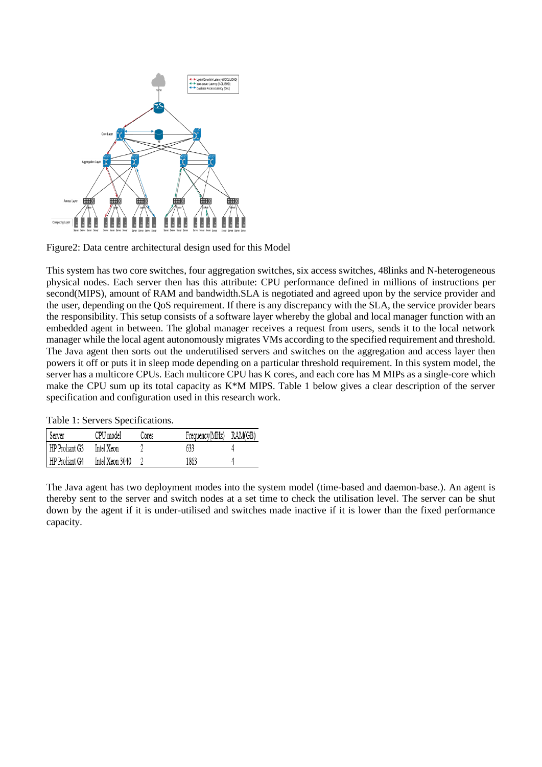Figure2: Data centre architectural design used for this Model

This system has two core switches, four aggregation switches, six access switches, 48links and N-heterogeneous physical nodes. Each server then has this attribute: CPU performance defined in millions of instructions per second(MIPS), amount of RAM and bandwidth.SLA is negotiated and agreed upon by the service provider and the user, depending on the QoS requirement. If there is any discrepancy with the SLA, the service provider bears the responsibility. This setup consists of a software layer whereby the global and local manager function with an embedded agent in between. The global manager receives a request from users, sends it to the local network manager while the local agent autonomously migrates VMs according to the specified requirement and threshold. The Java agent then sorts out the underutilised servers and switches on the aggregation and access layer then powers it off or puts it in sleep mode depending on a particular threshold requirement. In this system model, the server has a multicore CPUs. Each multicore CPU has K cores, and each core has M MIPs as a single-core which make the CPU sum up its total capacity as K*M MIPS. Table 1 below gives a clear description of the server specification and configuration used in this research work.

Table 1: Servers Specifications.

| Server | CPU model | Cores | Frequency(MHz) | RAM(GB) |
|---|---|---|---|---|
| HP Proliant G3 | Intel Xeon | 2 | 633 | 4 |
| HP Proliant G4 | Intel Xeon 3040 | 2 | 1863 | 4 |

The Java agent has two deployment modes into the system model (time-based and daemon-base.). An agent is thereby sent to the server and switch nodes at a set time to check the utilisation level. The server can be shut down by the agent if it is under-utilised and switches made inactive if it is lower than the fixed performance capacity.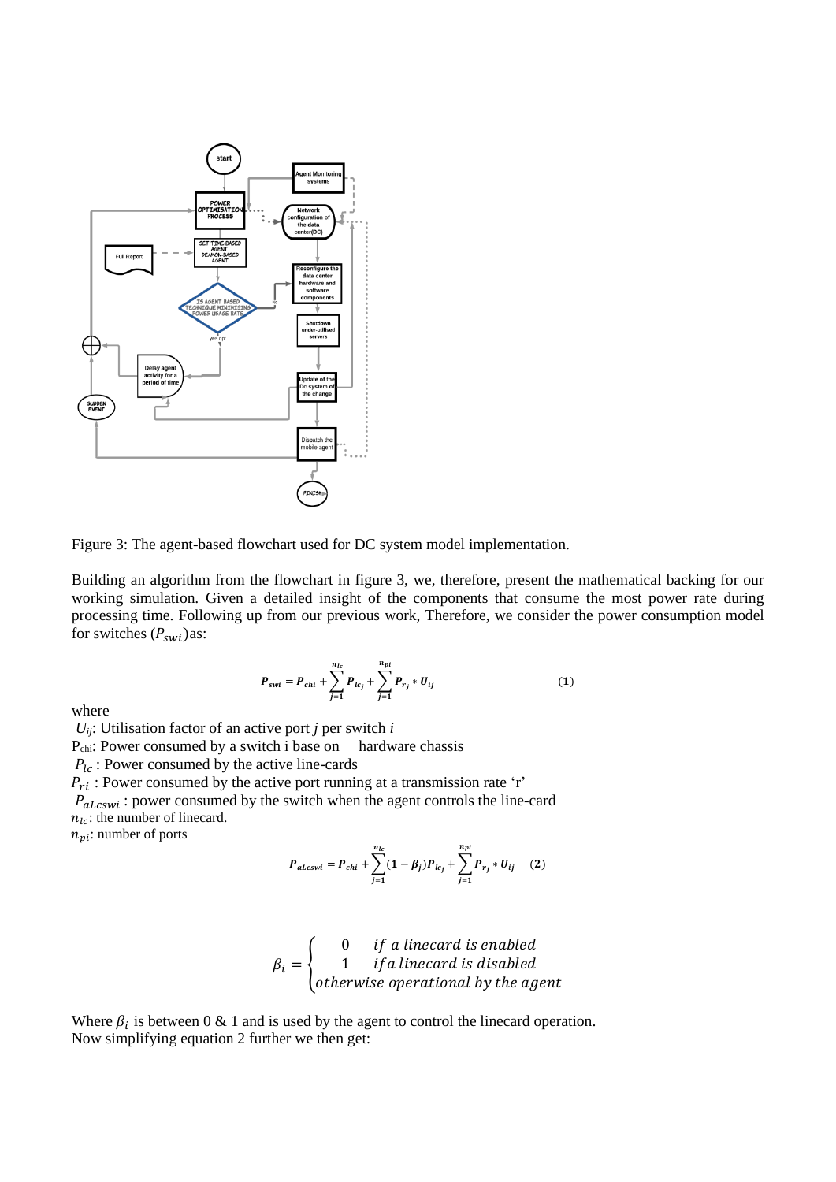Figure 3: The agent-based flowchart used for DC system model implementation.

Building an algorithm from the flowchart in figure 3, we, therefore, present the mathematical backing for our working simulation. Given a detailed insight of the components that consume the most power rate during processing time. Following up from our previous work, Therefore, we consider the power consumption model for switches ($P_{swi}$)as:

$$P_{swi} = P_{chi} + \sum_{j=1}^{n_{lc}} P_{lc_j} + \sum_{j=1}^{n_{pi}} P_{r_j} * U_{ij} \qquad (1)$$

where

$U_{ij}$: Utilisation factor of an active port *j* per switch *i*

$P_{chi}$: Power consumed by a switch i base on hardware chassis

$P_{lc}$ : Power consumed by the active line-cards

$P_{ri}$ : Power consumed by the active port running at a transmission rate 'r'

$P_{aLcswi}$ : power consumed by the switch when the agent controls the line-card

$n_{lc}$: the number of linecard.

$n_{pi}$: number of ports

$$P_{aLcswi} = P_{chi} + \sum_{j=1}^{n_{lc}} (1 - \beta_j) P_{lc_j} + \sum_{j=1}^{n_{pi}} P_{r_j} * U_{ij} \qquad (2)$$

$$\beta_i = \begin{cases} 0 & \text{if a linecard is enabled} \\ 1 & \text{if a linecard is disabled} \\ \text{otherwise operational by the agent} \end{cases}$$

Where $\beta_i$ is between 0 & 1 and is used by the agent to control the linecard operation.
Now simplifying equation 2 further we then get: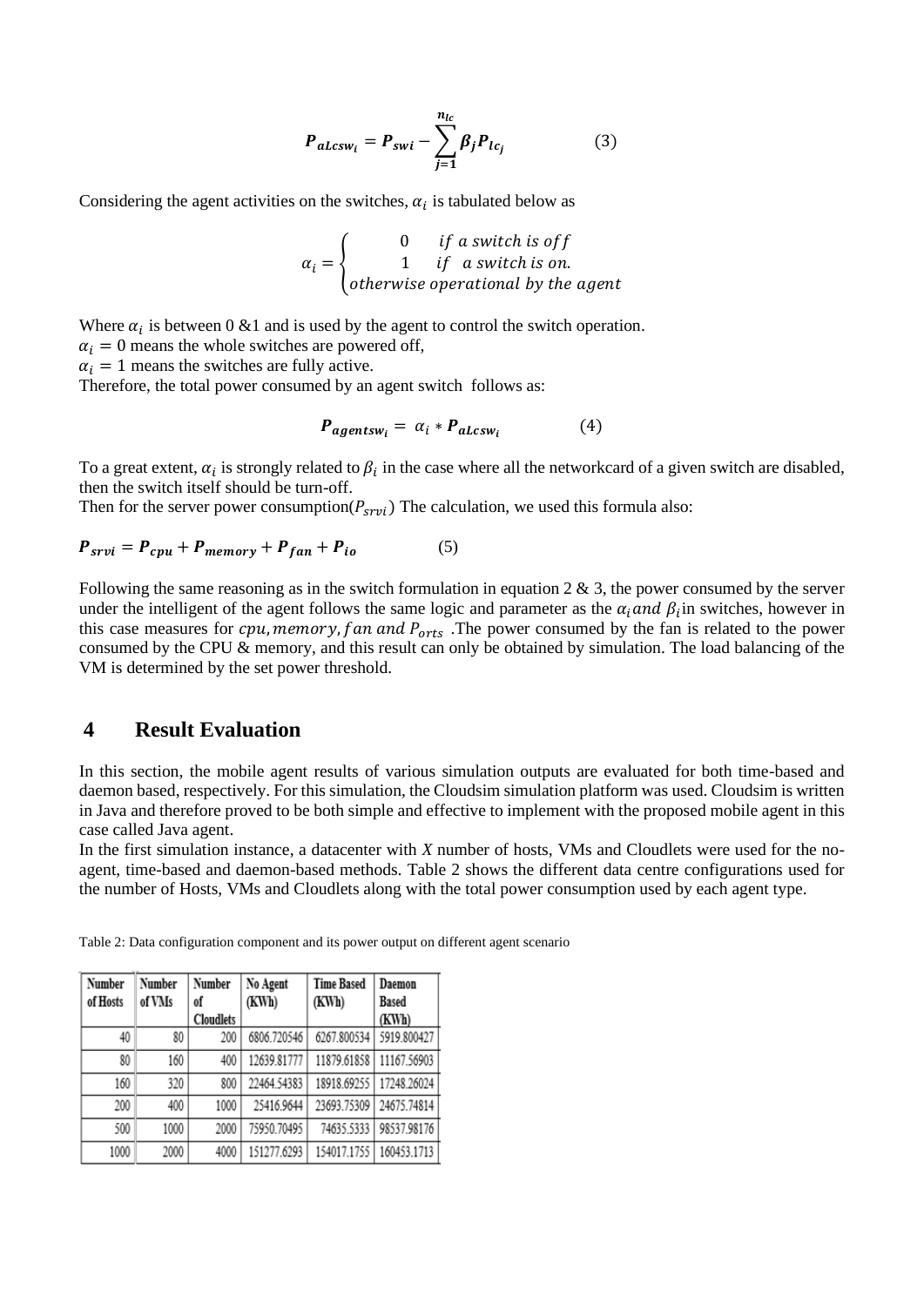$$P_{aLcsw_i} = P_{swi} - \sum_{j=1}^{n_{lc}} \beta_j P_{lc_j} \qquad (3)$$

Considering the agent activities on the switches, $\alpha_i$ is tabulated below as

$$\alpha_i = \begin{cases} 0 & if\ a\ switch\ is\ off \\ 1 & if\ \ a\ switch\ is\ on. \\ otherwise\ operational\ by\ the\ agent \end{cases}$$

Where $\alpha_i$ is between 0 &1 and is used by the agent to control the switch operation.
$\alpha_i = 0$ means the whole switches are powered off,
$\alpha_i = 1$ means the switches are fully active.
Therefore, the total power consumed by an agent switch follows as:

$$P_{agentsw_i} = \alpha_i * P_{aLcsw_i} \qquad (4)$$

To a great extent, $\alpha_i$ is strongly related to $\beta_i$ in the case where all the networkcard of a given switch are disabled, then the switch itself should be turn-off.
Then for the server power consumption($P_{srvi}$) The calculation, we used this formula also:

$$P_{srvi} = P_{cpu} + P_{memory} + P_{fan} + P_{io} \qquad (5)$$

Following the same reasoning as in the switch formulation in equation 2 & 3, the power consumed by the server under the intelligent of the agent follows the same logic and parameter as the $\alpha_i and\ \beta_i$in switches, however in this case measures for $cpu, memory, fan\ and\ P_{orts}$ .The power consumed by the fan is related to the power consumed by the CPU & memory, and this result can only be obtained by simulation. The load balancing of the VM is determined by the set power threshold.

## 4 Result Evaluation

In this section, the mobile agent results of various simulation outputs are evaluated for both time-based and daemon based, respectively. For this simulation, the Cloudsim simulation platform was used. Cloudsim is written in Java and therefore proved to be both simple and effective to implement with the proposed mobile agent in this case called Java agent.
In the first simulation instance, a datacenter with *X* number of hosts, VMs and Cloudlets were used for the no-agent, time-based and daemon-based methods. Table 2 shows the different data centre configurations used for the number of Hosts, VMs and Cloudlets along with the total power consumption used by each agent type.

Table 2: Data configuration component and its power output on different agent scenario

| Number of Hosts | Number of VMs | Number of Cloudlets | No Agent (KWh) | Time Based (KWh) | Daemon Based (KWh) |
|---|---|---|---|---|---|
| 40 | 80 | 200 | 6806.720546 | 6267.800534 | 5919.800427 |
| 80 | 160 | 400 | 12639.81777 | 11879.61858 | 11167.56903 |
| 160 | 320 | 800 | 22464.54383 | 18918.69255 | 17248.26024 |
| 200 | 400 | 1000 | 25416.9644 | 23693.75309 | 24675.74814 |
| 500 | 1000 | 2000 | 75950.70495 | 74635.5333 | 98537.98176 |
| 1000 | 2000 | 4000 | 151277.6293 | 154017.1755 | 160453.1713 |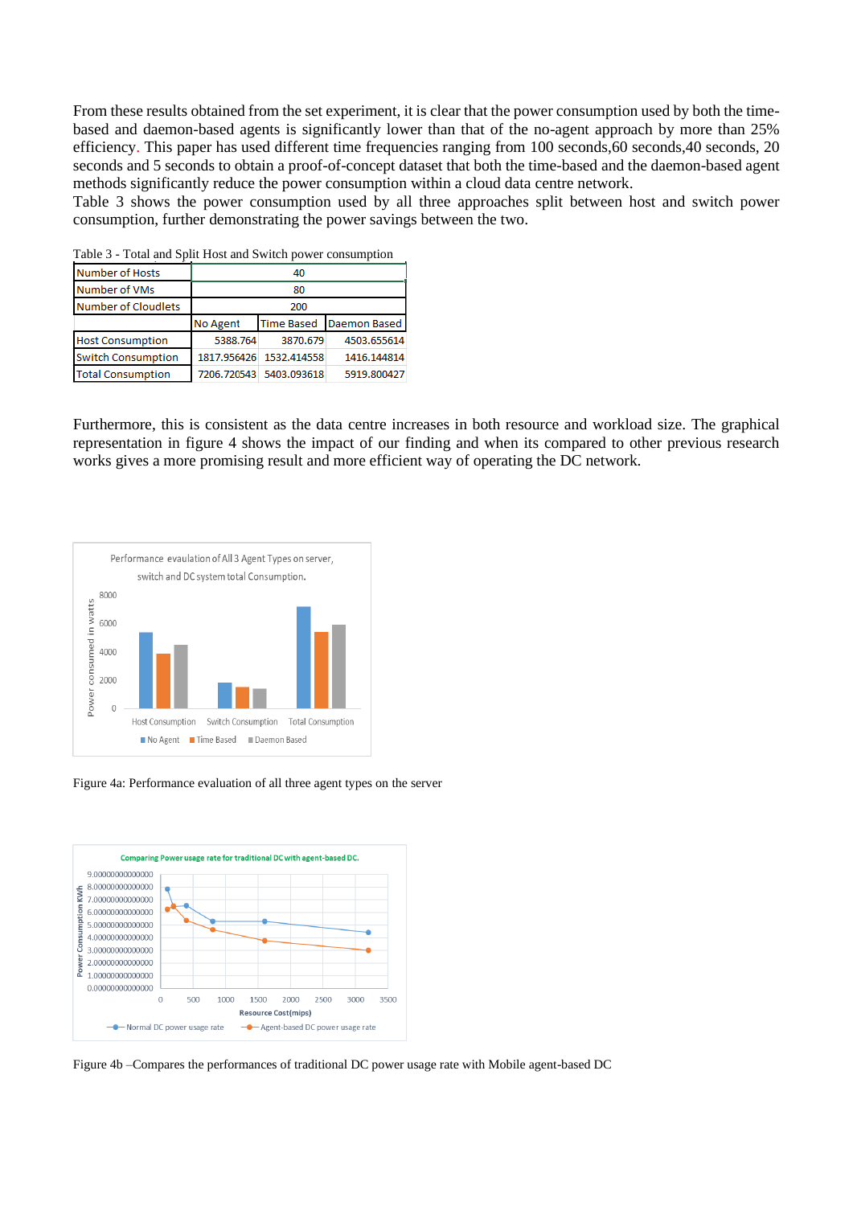From these results obtained from the set experiment, it is clear that the power consumption used by both the time-based and daemon-based agents is significantly lower than that of the no-agent approach by more than 25% efficiency. This paper has used different time frequencies ranging from 100 seconds,60 seconds,40 seconds, 20 seconds and 5 seconds to obtain a proof-of-concept dataset that both the time-based and the daemon-based agent methods significantly reduce the power consumption within a cloud data centre network.
Table 3 shows the power consumption used by all three approaches split between host and switch power consumption, further demonstrating the power savings between the two.

Table 3 - Total and Split Host and Switch power consumption

| Number of Hosts | 40 | | |
|---|---|---|---|
| Number of VMs | 80 | | |
| Number of Cloudlets | 200 | | |
| | No Agent | Time Based | Daemon Based |
| Host Consumption | 5388.764 | 3870.679 | 4503.655614 |
| Switch Consumption | 1817.956426 | 1532.414558 | 1416.144814 |
| Total Consumption | 7206.720543 | 5403.093618 | 5919.800427 |

Furthermore, this is consistent as the data centre increases in both resource and workload size. The graphical representation in figure 4 shows the impact of our finding and when its compared to other previous research works gives a more promising result and more efficient way of operating the DC network.

Figure 4a: Performance evaluation of all three agent types on the server

Figure 4b –Compares the performances of traditional DC power usage rate with Mobile agent-based DC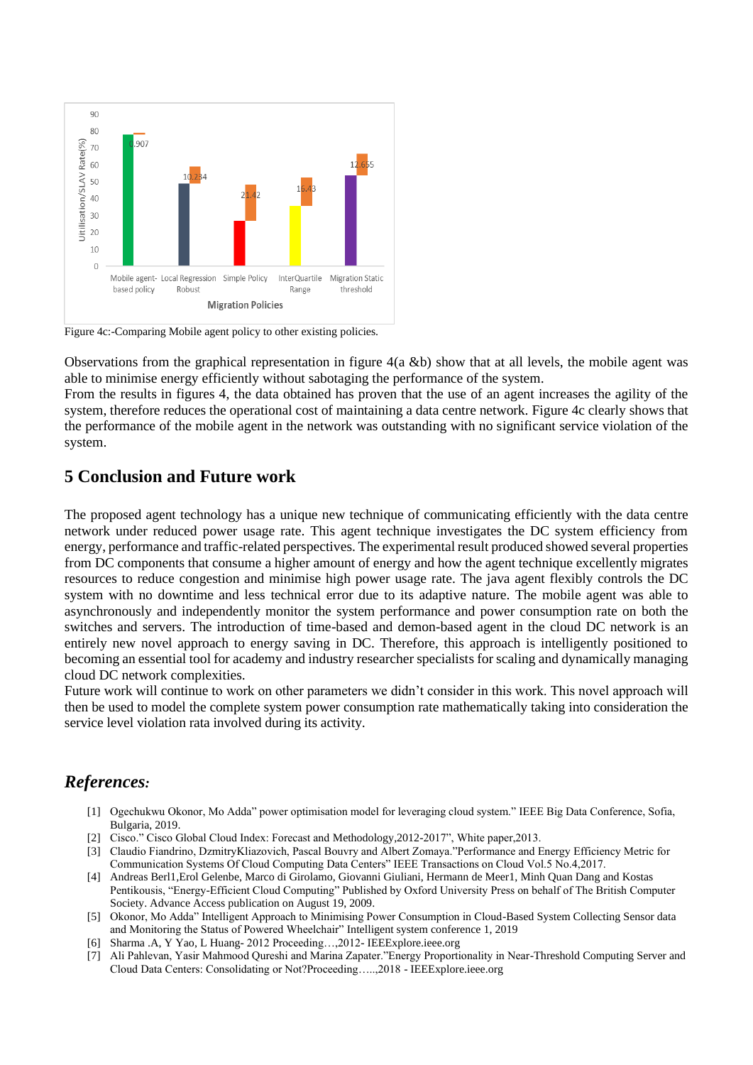Figure 4c:-Comparing Mobile agent policy to other existing policies.

Observations from the graphical representation in figure 4(a &b) show that at all levels, the mobile agent was able to minimise energy efficiently without sabotaging the performance of the system.
From the results in figures 4, the data obtained has proven that the use of an agent increases the agility of the system, therefore reduces the operational cost of maintaining a data centre network. Figure 4c clearly shows that the performance of the mobile agent in the network was outstanding with no significant service violation of the system.

## 5 Conclusion and Future work

The proposed agent technology has a unique new technique of communicating efficiently with the data centre network under reduced power usage rate. This agent technique investigates the DC system efficiency from energy, performance and traffic-related perspectives. The experimental result produced showed several properties from DC components that consume a higher amount of energy and how the agent technique excellently migrates resources to reduce congestion and minimise high power usage rate. The java agent flexibly controls the DC system with no downtime and less technical error due to its adaptive nature. The mobile agent was able to asynchronously and independently monitor the system performance and power consumption rate on both the switches and servers. The introduction of time-based and demon-based agent in the cloud DC network is an entirely new novel approach to energy saving in DC. Therefore, this approach is intelligently positioned to becoming an essential tool for academy and industry researcher specialists for scaling and dynamically managing cloud DC network complexities.
Future work will continue to work on other parameters we didn't consider in this work. This novel approach will then be used to model the complete system power consumption rate mathematically taking into consideration the service level violation rata involved during its activity.

## *References:*

[1] Ogechukwu Okonor, Mo Adda" power optimisation model for leveraging cloud system." IEEE Big Data Conference, Sofia, Bulgaria, 2019.
[2] Cisco." Cisco Global Cloud Index: Forecast and Methodology,2012-2017", White paper,2013.
[3] Claudio Fiandrino, DzmitryKliazovich, Pascal Bouvry and Albert Zomaya."Performance and Energy Efficiency Metric for Communication Systems Of Cloud Computing Data Centers" IEEE Transactions on Cloud Vol.5 No.4,2017.
[4] Andreas Berl1,Erol Gelenbe, Marco di Girolamo, Giovanni Giuliani, Hermann de Meer1, Minh Quan Dang and Kostas Pentikousis, "Energy-Efficient Cloud Computing" Published by Oxford University Press on behalf of The British Computer Society. Advance Access publication on August 19, 2009.
[5] Okonor, Mo Adda" Intelligent Approach to Minimising Power Consumption in Cloud-Based System Collecting Sensor data and Monitoring the Status of Powered Wheelchair" Intelligent system conference 1, 2019
[6] Sharma .A, Y Yao, L Huang- 2012 Proceeding…,2012- IEEExplore.ieee.org
[7] Ali Pahlevan, Yasir Mahmood Qureshi and Marina Zapater."Energy Proportionality in Near-Threshold Computing Server and Cloud Data Centers: Consolidating or Not?Proceeding…..,2018 - IEEExplore.ieee.org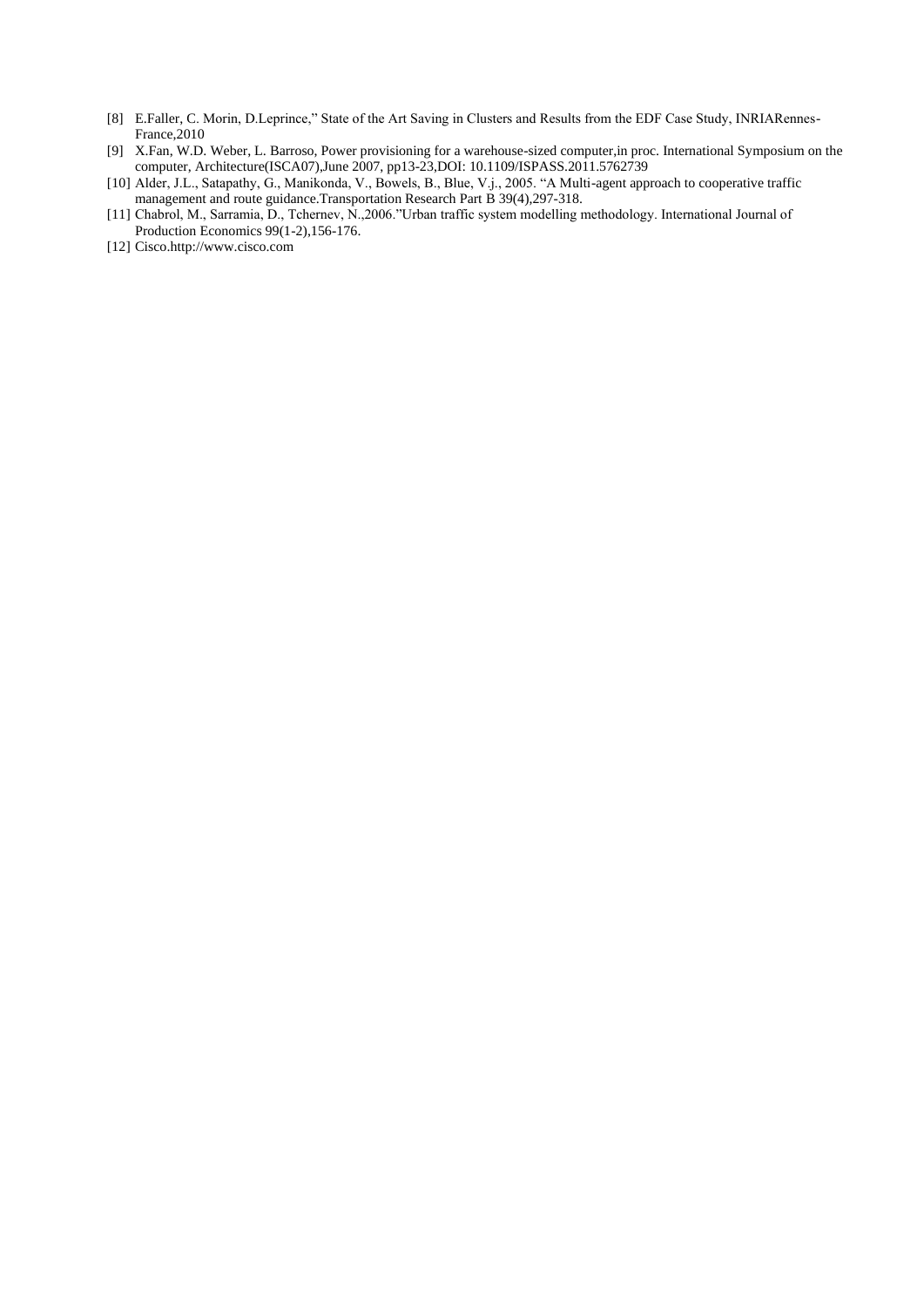[8] E.Faller, C. Morin, D.Leprince," State of the Art Saving in Clusters and Results from the EDF Case Study, INRIARennes-France,2010

[9] X.Fan, W.D. Weber, L. Barroso, Power provisioning for a warehouse-sized computer,in proc. International Symposium on the computer, Architecture(ISCA07),June 2007, pp13-23,DOI: 10.1109/ISPASS.2011.5762739

[10] Alder, J.L., Satapathy, G., Manikonda, V., Bowels, B., Blue, V.j., 2005. "A Multi-agent approach to cooperative traffic management and route guidance.Transportation Research Part B 39(4),297-318.

[11] Chabrol, M., Sarramia, D., Tchernev, N.,2006."Urban traffic system modelling methodology. International Journal of Production Economics 99(1-2),156-176.

[12] Cisco.http://www.cisco.com